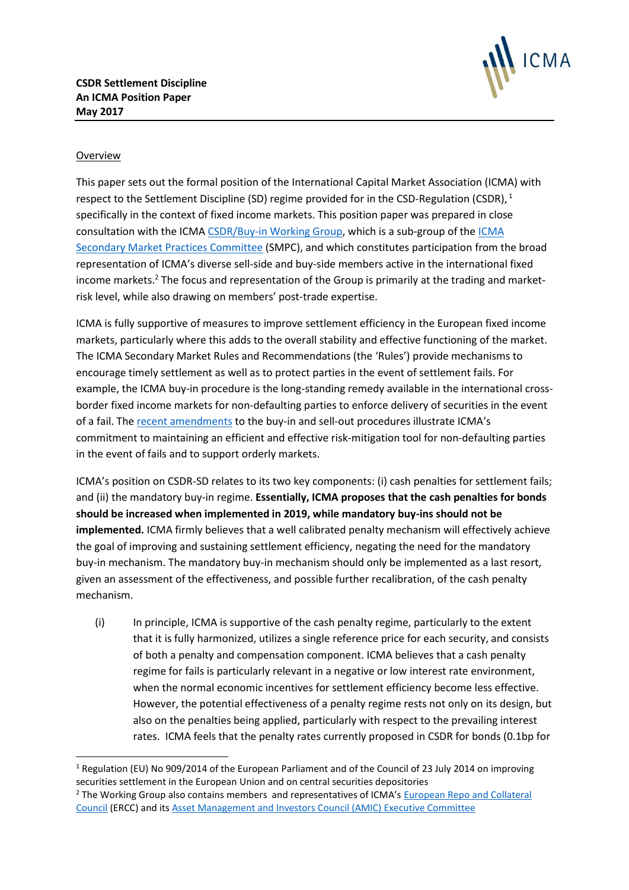**CSDR Settlement Discipline**
**An ICMA Position Paper**
**May 2017**

ICMA

Overview

This paper sets out the formal position of the International Capital Market Association (ICMA) with respect to the Settlement Discipline (SD) regime provided for in the CSD-Regulation (CSDR), [1] specifically in the context of fixed income markets. This position paper was prepared in close consultation with the ICMA CSDR/Buy-in Working Group, which is a sub-group of the ICMA Secondary Market Practices Committee (SMPC), and which constitutes participation from the broad representation of ICMA's diverse sell-side and buy-side members active in the international fixed income markets.[2] The focus and representation of the Group is primarily at the trading and market-risk level, while also drawing on members' post-trade expertise.

ICMA is fully supportive of measures to improve settlement efficiency in the European fixed income markets, particularly where this adds to the overall stability and effective functioning of the market. The ICMA Secondary Market Rules and Recommendations (the 'Rules') provide mechanisms to encourage timely settlement as well as to protect parties in the event of settlement fails. For example, the ICMA buy-in procedure is the long-standing remedy available in the international cross-border fixed income markets for non-defaulting parties to enforce delivery of securities in the event of a fail. The recent amendments to the buy-in and sell-out procedures illustrate ICMA's commitment to maintaining an efficient and effective risk-mitigation tool for non-defaulting parties in the event of fails and to support orderly markets.

ICMA's position on CSDR-SD relates to its two key components: (i) cash penalties for settlement fails; and (ii) the mandatory buy-in regime. **Essentially, ICMA proposes that the cash penalties for bonds should be increased when implemented in 2019, while mandatory buy-ins should not be implemented.** ICMA firmly believes that a well calibrated penalty mechanism will effectively achieve the goal of improving and sustaining settlement efficiency, negating the need for the mandatory buy-in mechanism. The mandatory buy-in mechanism should only be implemented as a last resort, given an assessment of the effectiveness, and possible further recalibration, of the cash penalty mechanism.

(i) In principle, ICMA is supportive of the cash penalty regime, particularly to the extent that it is fully harmonized, utilizes a single reference price for each security, and consists of both a penalty and compensation component. ICMA believes that a cash penalty regime for fails is particularly relevant in a negative or low interest rate environment, when the normal economic incentives for settlement efficiency become less effective. However, the potential effectiveness of a penalty regime rests not only on its design, but also on the penalties being applied, particularly with respect to the prevailing interest rates. ICMA feels that the penalty rates currently proposed in CSDR for bonds (0.1bp for

[1] Regulation (EU) No 909/2014 of the European Parliament and of the Council of 23 July 2014 on improving securities settlement in the European Union and on central securities depositories

[2] The Working Group also contains members and representatives of ICMA's European Repo and Collateral Council (ERCC) and its Asset Management and Investors Council (AMIC) Executive Committee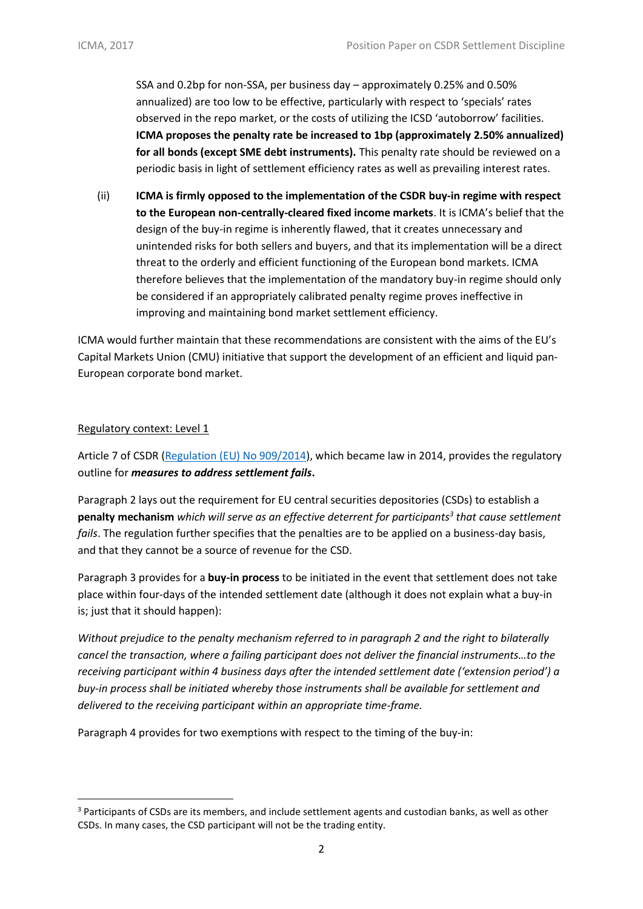SSA and 0.2bp for non-SSA, per business day – approximately 0.25% and 0.50% annualized) are too low to be effective, particularly with respect to 'specials' rates observed in the repo market, or the costs of utilizing the ICSD 'autoborrow' facilities. **ICMA proposes the penalty rate be increased to 1bp (approximately 2.50% annualized) for all bonds (except SME debt instruments).** This penalty rate should be reviewed on a periodic basis in light of settlement efficiency rates as well as prevailing interest rates.

(ii) **ICMA is firmly opposed to the implementation of the CSDR buy-in regime with respect to the European non-centrally-cleared fixed income markets**. It is ICMA's belief that the design of the buy-in regime is inherently flawed, that it creates unnecessary and unintended risks for both sellers and buyers, and that its implementation will be a direct threat to the orderly and efficient functioning of the European bond markets. ICMA therefore believes that the implementation of the mandatory buy-in regime should only be considered if an appropriately calibrated penalty regime proves ineffective in improving and maintaining bond market settlement efficiency.

ICMA would further maintain that these recommendations are consistent with the aims of the EU's Capital Markets Union (CMU) initiative that support the development of an efficient and liquid pan-European corporate bond market.

Regulatory context: Level 1

Article 7 of CSDR (Regulation (EU) No 909/2014), which became law in 2014, provides the regulatory outline for ***measures to address settlement fails***.

Paragraph 2 lays out the requirement for EU central securities depositories (CSDs) to establish a **penalty mechanism** *which will serve as an effective deterrent for participants[3] that cause settlement fails*. The regulation further specifies that the penalties are to be applied on a business-day basis, and that they cannot be a source of revenue for the CSD.

Paragraph 3 provides for a **buy-in process** to be initiated in the event that settlement does not take place within four-days of the intended settlement date (although it does not explain what a buy-in is; just that it should happen):

*Without prejudice to the penalty mechanism referred to in paragraph 2 and the right to bilaterally cancel the transaction, where a failing participant does not deliver the financial instruments…to the receiving participant within 4 business days after the intended settlement date ('extension period') a buy-in process shall be initiated whereby those instruments shall be available for settlement and delivered to the receiving participant within an appropriate time-frame.*

Paragraph 4 provides for two exemptions with respect to the timing of the buy-in:

[3] Participants of CSDs are its members, and include settlement agents and custodian banks, as well as other CSDs. In many cases, the CSD participant will not be the trading entity.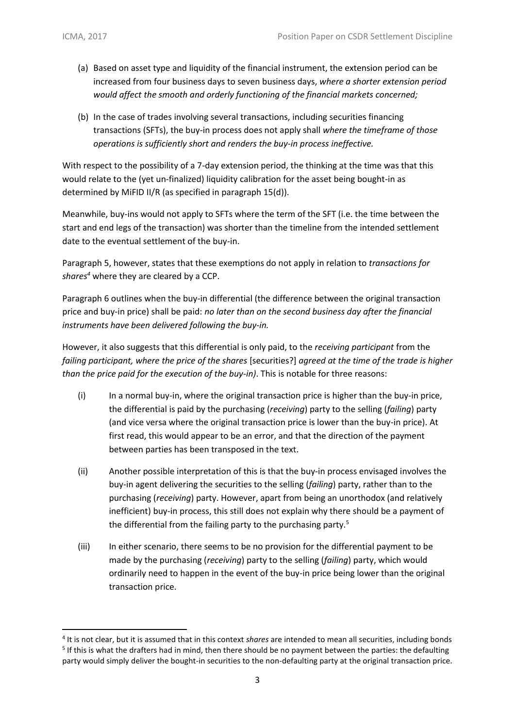(a) Based on asset type and liquidity of the financial instrument, the extension period can be increased from four business days to seven business days, *where a shorter extension period would affect the smooth and orderly functioning of the financial markets concerned;*

(b) In the case of trades involving several transactions, including securities financing transactions (SFTs), the buy-in process does not apply shall *where the timeframe of those operations is sufficiently short and renders the buy-in process ineffective.*

With respect to the possibility of a 7-day extension period, the thinking at the time was that this would relate to the (yet un-finalized) liquidity calibration for the asset being bought-in as determined by MiFID II/R (as specified in paragraph 15(d)).

Meanwhile, buy-ins would not apply to SFTs where the term of the SFT (i.e. the time between the start and end legs of the transaction) was shorter than the timeline from the intended settlement date to the eventual settlement of the buy-in.

Paragraph 5, however, states that these exemptions do not apply in relation to *transactions for shares*[4] where they are cleared by a CCP.

Paragraph 6 outlines when the buy-in differential (the difference between the original transaction price and buy-in price) shall be paid: *no later than on the second business day after the financial instruments have been delivered following the buy-in.*

However, it also suggests that this differential is only paid, to the *receiving participant* from the *failing participant, where the price of the shares* [securities?] *agreed at the time of the trade is higher than the price paid for the execution of the buy-in)*. This is notable for three reasons:

(i) In a normal buy-in, where the original transaction price is higher than the buy-in price, the differential is paid by the purchasing (*receiving*) party to the selling (*failing*) party (and vice versa where the original transaction price is lower than the buy-in price). At first read, this would appear to be an error, and that the direction of the payment between parties has been transposed in the text.

(ii) Another possible interpretation of this is that the buy-in process envisaged involves the buy-in agent delivering the securities to the selling (*failing*) party, rather than to the purchasing (*receiving*) party. However, apart from being an unorthodox (and relatively inefficient) buy-in process, this still does not explain why there should be a payment of the differential from the failing party to the purchasing party.[5]

(iii) In either scenario, there seems to be no provision for the differential payment to be made by the purchasing (*receiving*) party to the selling (*failing*) party, which would ordinarily need to happen in the event of the buy-in price being lower than the original transaction price.

---

[4] It is not clear, but it is assumed that in this context *shares* are intended to mean all securities, including bonds

[5] If this is what the drafters had in mind, then there should be no payment between the parties: the defaulting party would simply deliver the bought-in securities to the non-defaulting party at the original transaction price.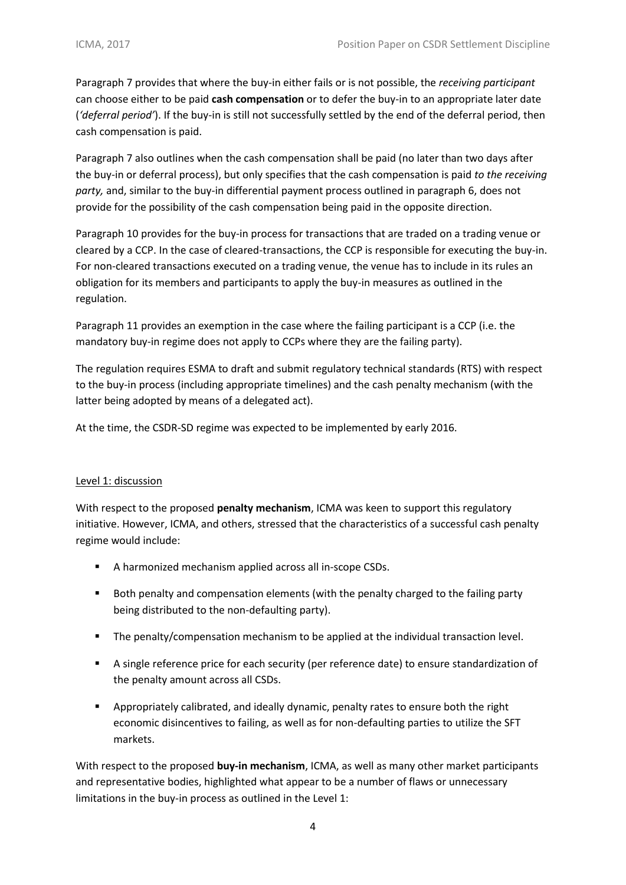Paragraph 7 provides that where the buy-in either fails or is not possible, the *receiving participant* can choose either to be paid **cash compensation** or to defer the buy-in to an appropriate later date (*'deferral period'*). If the buy-in is still not successfully settled by the end of the deferral period, then cash compensation is paid.

Paragraph 7 also outlines when the cash compensation shall be paid (no later than two days after the buy-in or deferral process), but only specifies that the cash compensation is paid *to the receiving party,* and, similar to the buy-in differential payment process outlined in paragraph 6, does not provide for the possibility of the cash compensation being paid in the opposite direction.

Paragraph 10 provides for the buy-in process for transactions that are traded on a trading venue or cleared by a CCP. In the case of cleared-transactions, the CCP is responsible for executing the buy-in. For non-cleared transactions executed on a trading venue, the venue has to include in its rules an obligation for its members and participants to apply the buy-in measures as outlined in the regulation.

Paragraph 11 provides an exemption in the case where the failing participant is a CCP (i.e. the mandatory buy-in regime does not apply to CCPs where they are the failing party).

The regulation requires ESMA to draft and submit regulatory technical standards (RTS) with respect to the buy-in process (including appropriate timelines) and the cash penalty mechanism (with the latter being adopted by means of a delegated act).

At the time, the CSDR-SD regime was expected to be implemented by early 2016.

<u>Level 1: discussion</u>

With respect to the proposed **penalty mechanism**, ICMA was keen to support this regulatory initiative. However, ICMA, and others, stressed that the characteristics of a successful cash penalty regime would include:

- A harmonized mechanism applied across all in-scope CSDs.
- Both penalty and compensation elements (with the penalty charged to the failing party being distributed to the non-defaulting party).
- The penalty/compensation mechanism to be applied at the individual transaction level.
- A single reference price for each security (per reference date) to ensure standardization of the penalty amount across all CSDs.
- Appropriately calibrated, and ideally dynamic, penalty rates to ensure both the right economic disincentives to failing, as well as for non-defaulting parties to utilize the SFT markets.

With respect to the proposed **buy-in mechanism**, ICMA, as well as many other market participants and representative bodies, highlighted what appear to be a number of flaws or unnecessary limitations in the buy-in process as outlined in the Level 1: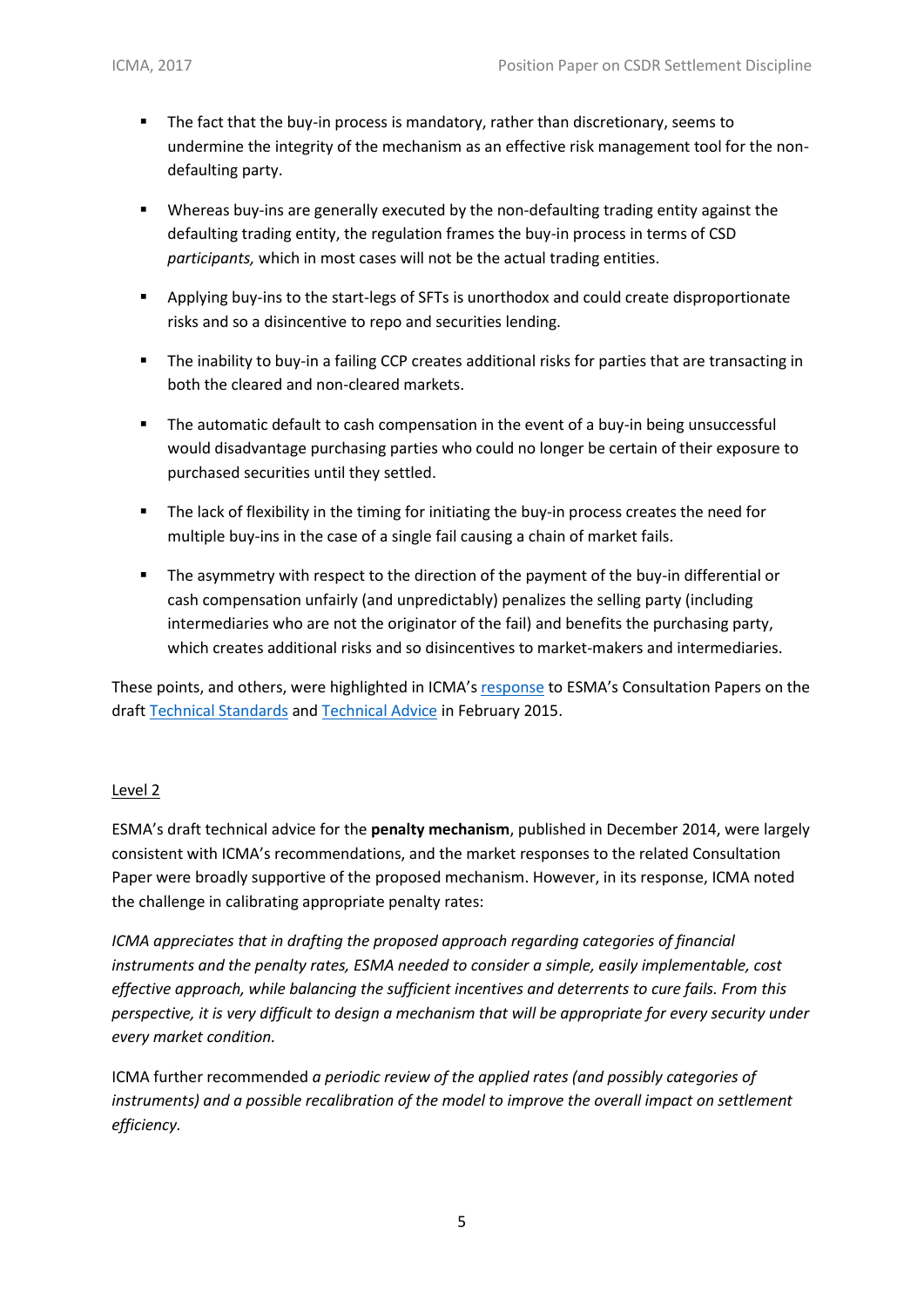- The fact that the buy-in process is mandatory, rather than discretionary, seems to undermine the integrity of the mechanism as an effective risk management tool for the non-defaulting party.

- Whereas buy-ins are generally executed by the non-defaulting trading entity against the defaulting trading entity, the regulation frames the buy-in process in terms of CSD *participants,* which in most cases will not be the actual trading entities.

- Applying buy-ins to the start-legs of SFTs is unorthodox and could create disproportionate risks and so a disincentive to repo and securities lending.

- The inability to buy-in a failing CCP creates additional risks for parties that are transacting in both the cleared and non-cleared markets.

- The automatic default to cash compensation in the event of a buy-in being unsuccessful would disadvantage purchasing parties who could no longer be certain of their exposure to purchased securities until they settled.

- The lack of flexibility in the timing for initiating the buy-in process creates the need for multiple buy-ins in the case of a single fail causing a chain of market fails.

- The asymmetry with respect to the direction of the payment of the buy-in differential or cash compensation unfairly (and unpredictably) penalizes the selling party (including intermediaries who are not the originator of the fail) and benefits the purchasing party, which creates additional risks and so disincentives to market-makers and intermediaries.

These points, and others, were highlighted in ICMA's response to ESMA's Consultation Papers on the draft Technical Standards and Technical Advice in February 2015.

Level 2

ESMA's draft technical advice for the **penalty mechanism**, published in December 2014, were largely consistent with ICMA's recommendations, and the market responses to the related Consultation Paper were broadly supportive of the proposed mechanism. However, in its response, ICMA noted the challenge in calibrating appropriate penalty rates:

*ICMA appreciates that in drafting the proposed approach regarding categories of financial instruments and the penalty rates, ESMA needed to consider a simple, easily implementable, cost effective approach, while balancing the sufficient incentives and deterrents to cure fails. From this perspective, it is very difficult to design a mechanism that will be appropriate for every security under every market condition.*

ICMA further recommended *a periodic review of the applied rates (and possibly categories of instruments) and a possible recalibration of the model to improve the overall impact on settlement efficiency.*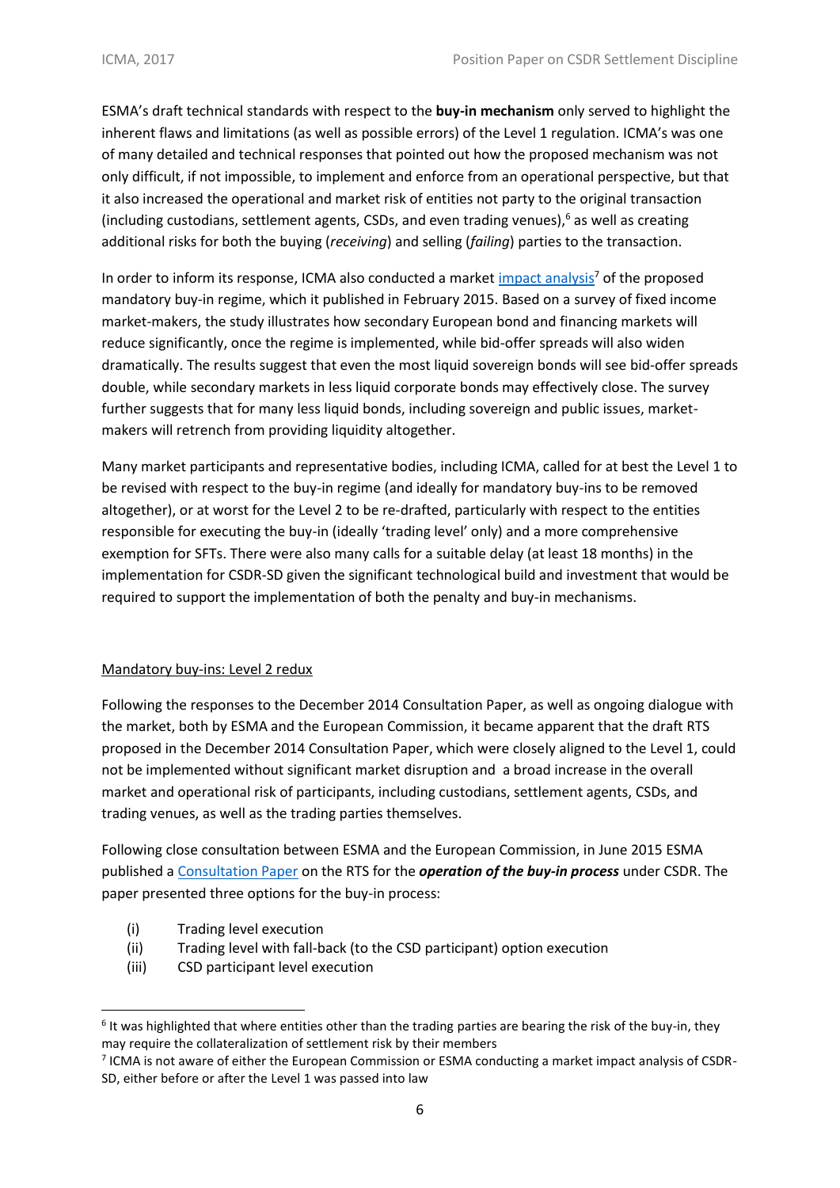ESMA's draft technical standards with respect to the **buy-in mechanism** only served to highlight the inherent flaws and limitations (as well as possible errors) of the Level 1 regulation. ICMA's was one of many detailed and technical responses that pointed out how the proposed mechanism was not only difficult, if not impossible, to implement and enforce from an operational perspective, but that it also increased the operational and market risk of entities not party to the original transaction (including custodians, settlement agents, CSDs, and even trading venues),[6] as well as creating additional risks for both the buying (*receiving*) and selling (*failing*) parties to the transaction.

In order to inform its response, ICMA also conducted a market impact analysis[7] of the proposed mandatory buy-in regime, which it published in February 2015. Based on a survey of fixed income market-makers, the study illustrates how secondary European bond and financing markets will reduce significantly, once the regime is implemented, while bid-offer spreads will also widen dramatically. The results suggest that even the most liquid sovereign bonds will see bid-offer spreads double, while secondary markets in less liquid corporate bonds may effectively close. The survey further suggests that for many less liquid bonds, including sovereign and public issues, market-makers will retrench from providing liquidity altogether.

Many market participants and representative bodies, including ICMA, called for at best the Level 1 to be revised with respect to the buy-in regime (and ideally for mandatory buy-ins to be removed altogether), or at worst for the Level 2 to be re-drafted, particularly with respect to the entities responsible for executing the buy-in (ideally 'trading level' only) and a more comprehensive exemption for SFTs. There were also many calls for a suitable delay (at least 18 months) in the implementation for CSDR-SD given the significant technological build and investment that would be required to support the implementation of both the penalty and buy-in mechanisms.

## Mandatory buy-ins: Level 2 redux

Following the responses to the December 2014 Consultation Paper, as well as ongoing dialogue with the market, both by ESMA and the European Commission, it became apparent that the draft RTS proposed in the December 2014 Consultation Paper, which were closely aligned to the Level 1, could not be implemented without significant market disruption and a broad increase in the overall market and operational risk of participants, including custodians, settlement agents, CSDs, and trading venues, as well as the trading parties themselves.

Following close consultation between ESMA and the European Commission, in June 2015 ESMA published a Consultation Paper on the RTS for the ***operation of the buy-in process*** under CSDR. The paper presented three options for the buy-in process:

(i) Trading level execution
(ii) Trading level with fall-back (to the CSD participant) option execution
(iii) CSD participant level execution

---

[6] It was highlighted that where entities other than the trading parties are bearing the risk of the buy-in, they may require the collateralization of settlement risk by their members

[7] ICMA is not aware of either the European Commission or ESMA conducting a market impact analysis of CSDR-SD, either before or after the Level 1 was passed into law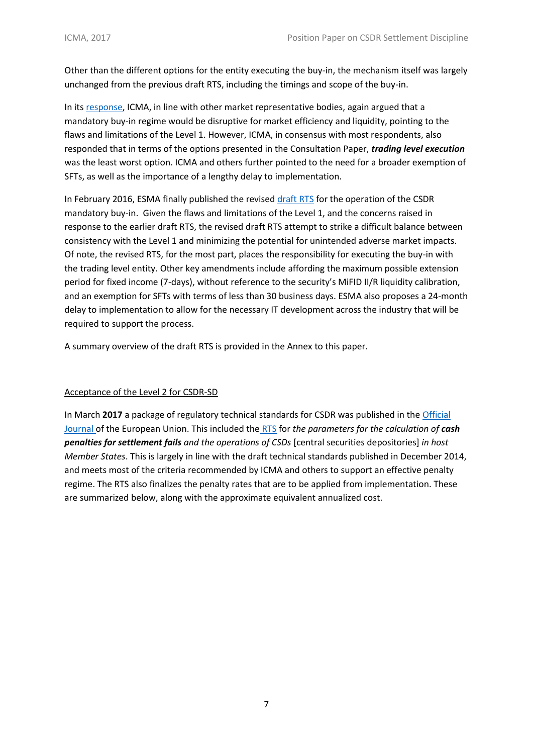Other than the different options for the entity executing the buy-in, the mechanism itself was largely unchanged from the previous draft RTS, including the timings and scope of the buy-in.

In its response, ICMA, in line with other market representative bodies, again argued that a mandatory buy-in regime would be disruptive for market efficiency and liquidity, pointing to the flaws and limitations of the Level 1. However, ICMA, in consensus with most respondents, also responded that in terms of the options presented in the Consultation Paper, ***trading level execution*** was the least worst option. ICMA and others further pointed to the need for a broader exemption of SFTs, as well as the importance of a lengthy delay to implementation.

In February 2016, ESMA finally published the revised draft RTS for the operation of the CSDR mandatory buy-in. Given the flaws and limitations of the Level 1, and the concerns raised in response to the earlier draft RTS, the revised draft RTS attempt to strike a difficult balance between consistency with the Level 1 and minimizing the potential for unintended adverse market impacts. Of note, the revised RTS, for the most part, places the responsibility for executing the buy-in with the trading level entity. Other key amendments include affording the maximum possible extension period for fixed income (7-days), without reference to the security's MiFID II/R liquidity calibration, and an exemption for SFTs with terms of less than 30 business days. ESMA also proposes a 24-month delay to implementation to allow for the necessary IT development across the industry that will be required to support the process.

A summary overview of the draft RTS is provided in the Annex to this paper.

## Acceptance of the Level 2 for CSDR-SD

In March **2017** a package of regulatory technical standards for CSDR was published in the Official Journal of the European Union. This included the RTS for *the parameters for the calculation of* ***cash penalties for settlement fails*** *and the operations of CSDs* [central securities depositories] *in host Member States*. This is largely in line with the draft technical standards published in December 2014, and meets most of the criteria recommended by ICMA and others to support an effective penalty regime. The RTS also finalizes the penalty rates that are to be applied from implementation. These are summarized below, along with the approximate equivalent annualized cost.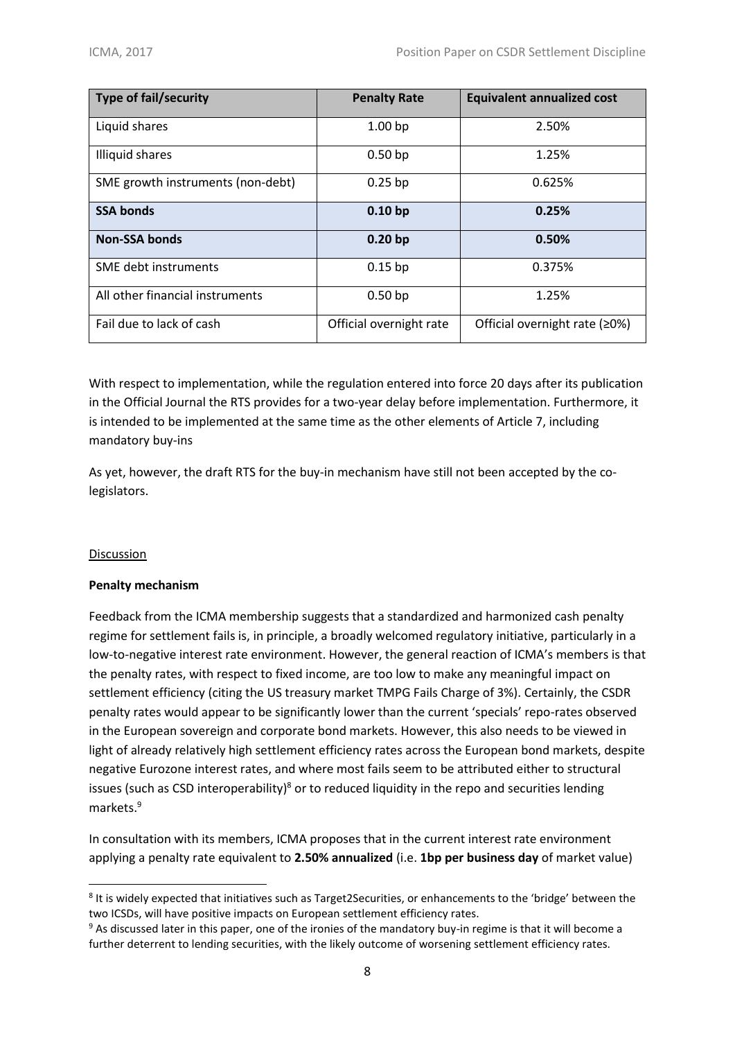| Type of fail/security | Penalty Rate | Equivalent annualized cost |
| --- | --- | --- |
| Liquid shares | 1.00 bp | 2.50% |
| Illiquid shares | 0.50 bp | 1.25% |
| SME growth instruments (non-debt) | 0.25 bp | 0.625% |
| **SSA bonds** | **0.10 bp** | **0.25%** |
| **Non-SSA bonds** | **0.20 bp** | **0.50%** |
| SME debt instruments | 0.15 bp | 0.375% |
| All other financial instruments | 0.50 bp | 1.25% |
| Fail due to lack of cash | Official overnight rate | Official overnight rate (≥0%) |

With respect to implementation, while the regulation entered into force 20 days after its publication in the Official Journal the RTS provides for a two-year delay before implementation. Furthermore, it is intended to be implemented at the same time as the other elements of Article 7, including mandatory buy-ins

As yet, however, the draft RTS for the buy-in mechanism have still not been accepted by the co-legislators.

Discussion

**Penalty mechanism**

Feedback from the ICMA membership suggests that a standardized and harmonized cash penalty regime for settlement fails is, in principle, a broadly welcomed regulatory initiative, particularly in a low-to-negative interest rate environment. However, the general reaction of ICMA's members is that the penalty rates, with respect to fixed income, are too low to make any meaningful impact on settlement efficiency (citing the US treasury market TMPG Fails Charge of 3%). Certainly, the CSDR penalty rates would appear to be significantly lower than the current 'specials' repo-rates observed in the European sovereign and corporate bond markets. However, this also needs to be viewed in light of already relatively high settlement efficiency rates across the European bond markets, despite negative Eurozone interest rates, and where most fails seem to be attributed either to structural issues (such as CSD interoperability)[8] or to reduced liquidity in the repo and securities lending markets.[9]

In consultation with its members, ICMA proposes that in the current interest rate environment applying a penalty rate equivalent to **2.50% annualized** (i.e. **1bp per business day** of market value)

[8] It is widely expected that initiatives such as Target2Securities, or enhancements to the 'bridge' between the two ICSDs, will have positive impacts on European settlement efficiency rates.

[9] As discussed later in this paper, one of the ironies of the mandatory buy-in regime is that it will become a further deterrent to lending securities, with the likely outcome of worsening settlement efficiency rates.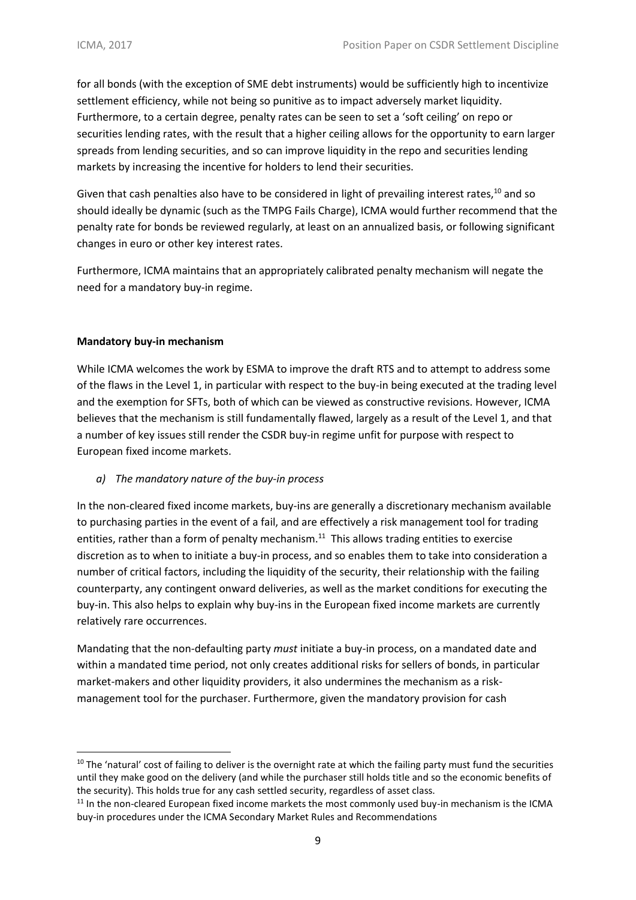for all bonds (with the exception of SME debt instruments) would be sufficiently high to incentivize settlement efficiency, while not being so punitive as to impact adversely market liquidity. Furthermore, to a certain degree, penalty rates can be seen to set a 'soft ceiling' on repo or securities lending rates, with the result that a higher ceiling allows for the opportunity to earn larger spreads from lending securities, and so can improve liquidity in the repo and securities lending markets by increasing the incentive for holders to lend their securities.

Given that cash penalties also have to be considered in light of prevailing interest rates,[10] and so should ideally be dynamic (such as the TMPG Fails Charge), ICMA would further recommend that the penalty rate for bonds be reviewed regularly, at least on an annualized basis, or following significant changes in euro or other key interest rates.

Furthermore, ICMA maintains that an appropriately calibrated penalty mechanism will negate the need for a mandatory buy-in regime.

**Mandatory buy-in mechanism**

While ICMA welcomes the work by ESMA to improve the draft RTS and to attempt to address some of the flaws in the Level 1, in particular with respect to the buy-in being executed at the trading level and the exemption for SFTs, both of which can be viewed as constructive revisions. However, ICMA believes that the mechanism is still fundamentally flawed, largely as a result of the Level 1, and that a number of key issues still render the CSDR buy-in regime unfit for purpose with respect to European fixed income markets.

*a) The mandatory nature of the buy-in process*

In the non-cleared fixed income markets, buy-ins are generally a discretionary mechanism available to purchasing parties in the event of a fail, and are effectively a risk management tool for trading entities, rather than a form of penalty mechanism.[11] This allows trading entities to exercise discretion as to when to initiate a buy-in process, and so enables them to take into consideration a number of critical factors, including the liquidity of the security, their relationship with the failing counterparty, any contingent onward deliveries, as well as the market conditions for executing the buy-in. This also helps to explain why buy-ins in the European fixed income markets are currently relatively rare occurrences.

Mandating that the non-defaulting party *must* initiate a buy-in process, on a mandated date and within a mandated time period, not only creates additional risks for sellers of bonds, in particular market-makers and other liquidity providers, it also undermines the mechanism as a risk-management tool for the purchaser. Furthermore, given the mandatory provision for cash

[10] The 'natural' cost of failing to deliver is the overnight rate at which the failing party must fund the securities until they make good on the delivery (and while the purchaser still holds title and so the economic benefits of the security). This holds true for any cash settled security, regardless of asset class.

[11] In the non-cleared European fixed income markets the most commonly used buy-in mechanism is the ICMA buy-in procedures under the ICMA Secondary Market Rules and Recommendations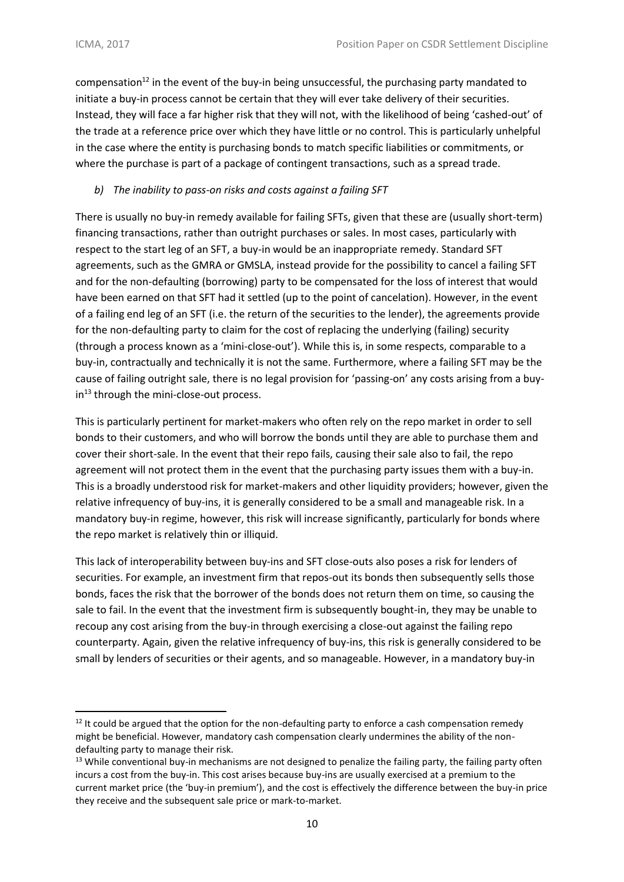compensation[12] in the event of the buy-in being unsuccessful, the purchasing party mandated to initiate a buy-in process cannot be certain that they will ever take delivery of their securities. Instead, they will face a far higher risk that they will not, with the likelihood of being 'cashed-out' of the trade at a reference price over which they have little or no control. This is particularly unhelpful in the case where the entity is purchasing bonds to match specific liabilities or commitments, or where the purchase is part of a package of contingent transactions, such as a spread trade.

*b) The inability to pass-on risks and costs against a failing SFT*

There is usually no buy-in remedy available for failing SFTs, given that these are (usually short-term) financing transactions, rather than outright purchases or sales. In most cases, particularly with respect to the start leg of an SFT, a buy-in would be an inappropriate remedy. Standard SFT agreements, such as the GMRA or GMSLA, instead provide for the possibility to cancel a failing SFT and for the non-defaulting (borrowing) party to be compensated for the loss of interest that would have been earned on that SFT had it settled (up to the point of cancelation). However, in the event of a failing end leg of an SFT (i.e. the return of the securities to the lender), the agreements provide for the non-defaulting party to claim for the cost of replacing the underlying (failing) security (through a process known as a 'mini-close-out'). While this is, in some respects, comparable to a buy-in, contractually and technically it is not the same. Furthermore, where a failing SFT may be the cause of failing outright sale, there is no legal provision for 'passing-on' any costs arising from a buy-in[13] through the mini-close-out process.

This is particularly pertinent for market-makers who often rely on the repo market in order to sell bonds to their customers, and who will borrow the bonds until they are able to purchase them and cover their short-sale. In the event that their repo fails, causing their sale also to fail, the repo agreement will not protect them in the event that the purchasing party issues them with a buy-in. This is a broadly understood risk for market-makers and other liquidity providers; however, given the relative infrequency of buy-ins, it is generally considered to be a small and manageable risk. In a mandatory buy-in regime, however, this risk will increase significantly, particularly for bonds where the repo market is relatively thin or illiquid.

This lack of interoperability between buy-ins and SFT close-outs also poses a risk for lenders of securities. For example, an investment firm that repos-out its bonds then subsequently sells those bonds, faces the risk that the borrower of the bonds does not return them on time, so causing the sale to fail. In the event that the investment firm is subsequently bought-in, they may be unable to recoup any cost arising from the buy-in through exercising a close-out against the failing repo counterparty. Again, given the relative infrequency of buy-ins, this risk is generally considered to be small by lenders of securities or their agents, and so manageable. However, in a mandatory buy-in

---

[12] It could be argued that the option for the non-defaulting party to enforce a cash compensation remedy might be beneficial. However, mandatory cash compensation clearly undermines the ability of the non-defaulting party to manage their risk.

[13] While conventional buy-in mechanisms are not designed to penalize the failing party, the failing party often incurs a cost from the buy-in. This cost arises because buy-ins are usually exercised at a premium to the current market price (the 'buy-in premium'), and the cost is effectively the difference between the buy-in price they receive and the subsequent sale price or mark-to-market.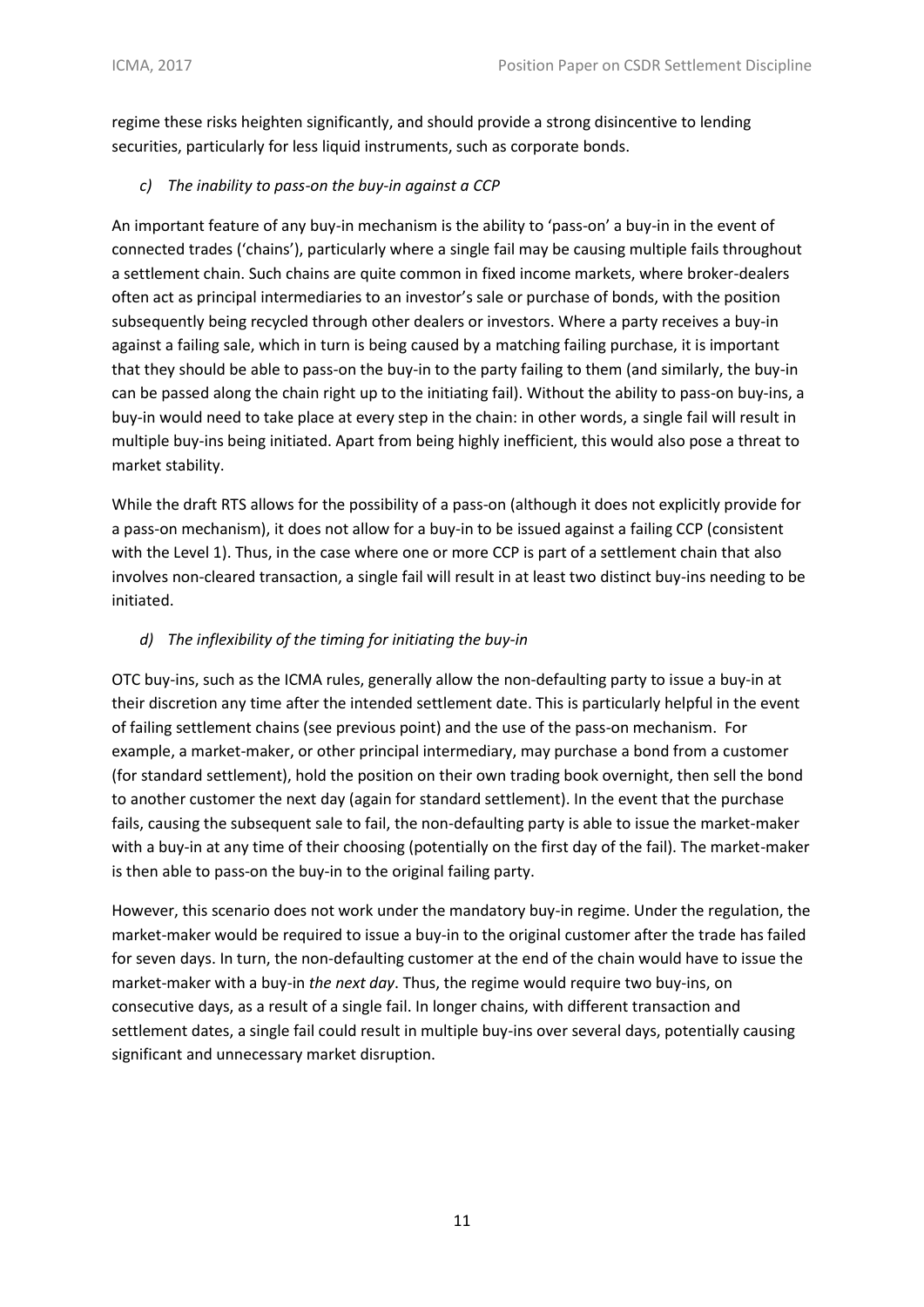regime these risks heighten significantly, and should provide a strong disincentive to lending securities, particularly for less liquid instruments, such as corporate bonds.

*c) The inability to pass-on the buy-in against a CCP*

An important feature of any buy-in mechanism is the ability to 'pass-on' a buy-in in the event of connected trades ('chains'), particularly where a single fail may be causing multiple fails throughout a settlement chain. Such chains are quite common in fixed income markets, where broker-dealers often act as principal intermediaries to an investor's sale or purchase of bonds, with the position subsequently being recycled through other dealers or investors. Where a party receives a buy-in against a failing sale, which in turn is being caused by a matching failing purchase, it is important that they should be able to pass-on the buy-in to the party failing to them (and similarly, the buy-in can be passed along the chain right up to the initiating fail). Without the ability to pass-on buy-ins, a buy-in would need to take place at every step in the chain: in other words, a single fail will result in multiple buy-ins being initiated. Apart from being highly inefficient, this would also pose a threat to market stability.

While the draft RTS allows for the possibility of a pass-on (although it does not explicitly provide for a pass-on mechanism), it does not allow for a buy-in to be issued against a failing CCP (consistent with the Level 1). Thus, in the case where one or more CCP is part of a settlement chain that also involves non-cleared transaction, a single fail will result in at least two distinct buy-ins needing to be initiated.

*d) The inflexibility of the timing for initiating the buy-in*

OTC buy-ins, such as the ICMA rules, generally allow the non-defaulting party to issue a buy-in at their discretion any time after the intended settlement date. This is particularly helpful in the event of failing settlement chains (see previous point) and the use of the pass-on mechanism. For example, a market-maker, or other principal intermediary, may purchase a bond from a customer (for standard settlement), hold the position on their own trading book overnight, then sell the bond to another customer the next day (again for standard settlement). In the event that the purchase fails, causing the subsequent sale to fail, the non-defaulting party is able to issue the market-maker with a buy-in at any time of their choosing (potentially on the first day of the fail). The market-maker is then able to pass-on the buy-in to the original failing party.

However, this scenario does not work under the mandatory buy-in regime. Under the regulation, the market-maker would be required to issue a buy-in to the original customer after the trade has failed for seven days. In turn, the non-defaulting customer at the end of the chain would have to issue the market-maker with a buy-in *the next day*. Thus, the regime would require two buy-ins, on consecutive days, as a result of a single fail. In longer chains, with different transaction and settlement dates, a single fail could result in multiple buy-ins over several days, potentially causing significant and unnecessary market disruption.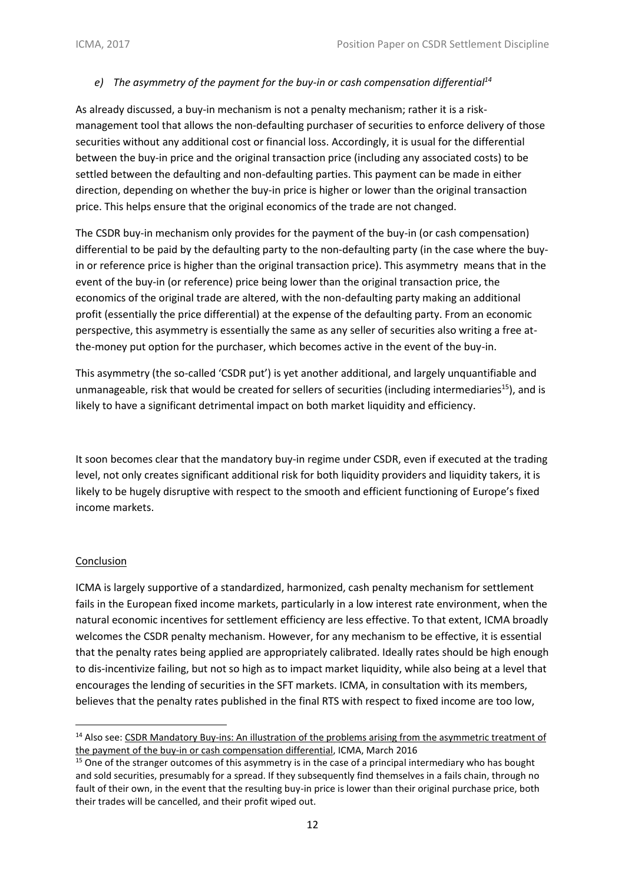*e) The asymmetry of the payment for the buy-in or cash compensation differential*[14]

As already discussed, a buy-in mechanism is not a penalty mechanism; rather it is a risk-management tool that allows the non-defaulting purchaser of securities to enforce delivery of those securities without any additional cost or financial loss. Accordingly, it is usual for the differential between the buy-in price and the original transaction price (including any associated costs) to be settled between the defaulting and non-defaulting parties. This payment can be made in either direction, depending on whether the buy-in price is higher or lower than the original transaction price. This helps ensure that the original economics of the trade are not changed.

The CSDR buy-in mechanism only provides for the payment of the buy-in (or cash compensation) differential to be paid by the defaulting party to the non-defaulting party (in the case where the buy-in or reference price is higher than the original transaction price). This asymmetry means that in the event of the buy-in (or reference) price being lower than the original transaction price, the economics of the original trade are altered, with the non-defaulting party making an additional profit (essentially the price differential) at the expense of the defaulting party. From an economic perspective, this asymmetry is essentially the same as any seller of securities also writing a free at-the-money put option for the purchaser, which becomes active in the event of the buy-in.

This asymmetry (the so-called 'CSDR put') is yet another additional, and largely unquantifiable and unmanageable, risk that would be created for sellers of securities (including intermediaries[15]), and is likely to have a significant detrimental impact on both market liquidity and efficiency.

It soon becomes clear that the mandatory buy-in regime under CSDR, even if executed at the trading level, not only creates significant additional risk for both liquidity providers and liquidity takers, it is likely to be hugely disruptive with respect to the smooth and efficient functioning of Europe's fixed income markets.

Conclusion

ICMA is largely supportive of a standardized, harmonized, cash penalty mechanism for settlement fails in the European fixed income markets, particularly in a low interest rate environment, when the natural economic incentives for settlement efficiency are less effective. To that extent, ICMA broadly welcomes the CSDR penalty mechanism. However, for any mechanism to be effective, it is essential that the penalty rates being applied are appropriately calibrated. Ideally rates should be high enough to dis-incentivize failing, but not so high as to impact market liquidity, while also being at a level that encourages the lending of securities in the SFT markets. ICMA, in consultation with its members, believes that the penalty rates published in the final RTS with respect to fixed income are too low,

---

[14] Also see: CSDR Mandatory Buy-ins: An illustration of the problems arising from the asymmetric treatment of the payment of the buy-in or cash compensation differential, ICMA, March 2016

[15] One of the stranger outcomes of this asymmetry is in the case of a principal intermediary who has bought and sold securities, presumably for a spread. If they subsequently find themselves in a fails chain, through no fault of their own, in the event that the resulting buy-in price is lower than their original purchase price, both their trades will be cancelled, and their profit wiped out.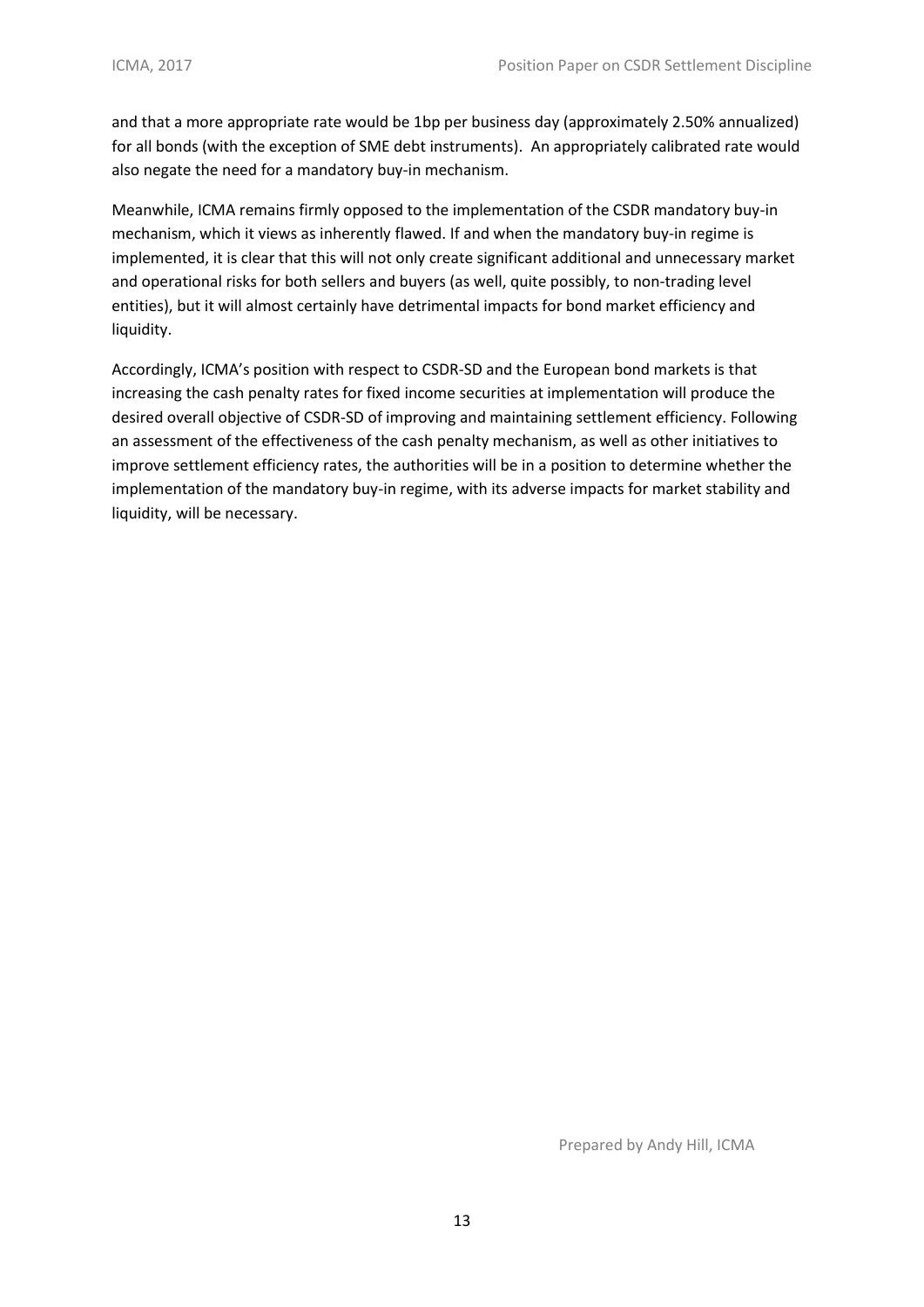and that a more appropriate rate would be 1bp per business day (approximately 2.50% annualized) for all bonds (with the exception of SME debt instruments). An appropriately calibrated rate would also negate the need for a mandatory buy-in mechanism.

Meanwhile, ICMA remains firmly opposed to the implementation of the CSDR mandatory buy-in mechanism, which it views as inherently flawed. If and when the mandatory buy-in regime is implemented, it is clear that this will not only create significant additional and unnecessary market and operational risks for both sellers and buyers (as well, quite possibly, to non-trading level entities), but it will almost certainly have detrimental impacts for bond market efficiency and liquidity.

Accordingly, ICMA's position with respect to CSDR-SD and the European bond markets is that increasing the cash penalty rates for fixed income securities at implementation will produce the desired overall objective of CSDR-SD of improving and maintaining settlement efficiency. Following an assessment of the effectiveness of the cash penalty mechanism, as well as other initiatives to improve settlement efficiency rates, the authorities will be in a position to determine whether the implementation of the mandatory buy-in regime, with its adverse impacts for market stability and liquidity, will be necessary.

Prepared by Andy Hill, ICMA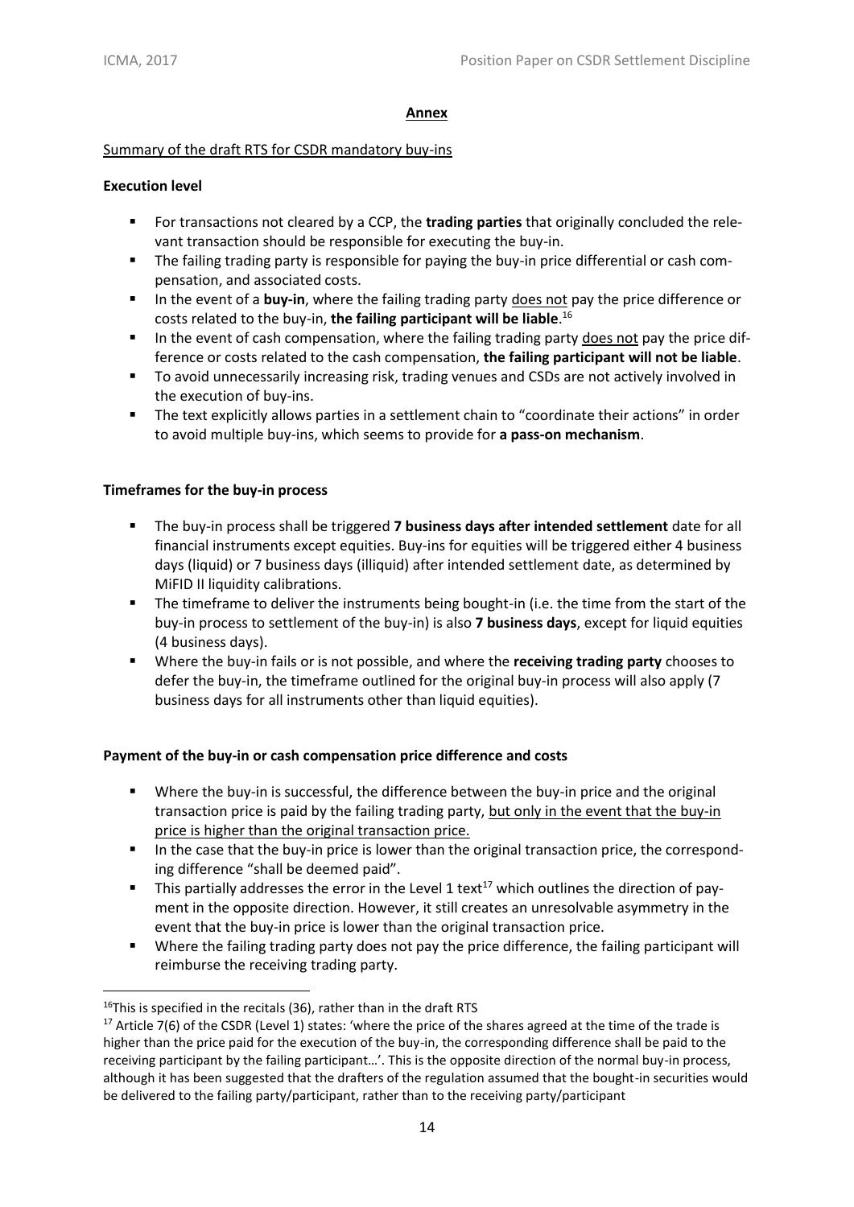## Annex

Summary of the draft RTS for CSDR mandatory buy-ins

**Execution level**

- For transactions not cleared by a CCP, the **trading parties** that originally concluded the relevant transaction should be responsible for executing the buy-in.
- The failing trading party is responsible for paying the buy-in price differential or cash compensation, and associated costs.
- In the event of a **buy-in**, where the failing trading party does not pay the price difference or costs related to the buy-in, **the failing participant will be liable**.[16]
- In the event of cash compensation, where the failing trading party does not pay the price difference or costs related to the cash compensation, **the failing participant will not be liable**.
- To avoid unnecessarily increasing risk, trading venues and CSDs are not actively involved in the execution of buy-ins.
- The text explicitly allows parties in a settlement chain to "coordinate their actions" in order to avoid multiple buy-ins, which seems to provide for **a pass-on mechanism**.

**Timeframes for the buy-in process**

- The buy-in process shall be triggered **7 business days after intended settlement** date for all financial instruments except equities. Buy-ins for equities will be triggered either 4 business days (liquid) or 7 business days (illiquid) after intended settlement date, as determined by MiFID II liquidity calibrations.
- The timeframe to deliver the instruments being bought-in (i.e. the time from the start of the buy-in process to settlement of the buy-in) is also **7 business days**, except for liquid equities (4 business days).
- Where the buy-in fails or is not possible, and where the **receiving trading party** chooses to defer the buy-in, the timeframe outlined for the original buy-in process will also apply (7 business days for all instruments other than liquid equities).

**Payment of the buy-in or cash compensation price difference and costs**

- Where the buy-in is successful, the difference between the buy-in price and the original transaction price is paid by the failing trading party, but only in the event that the buy-in price is higher than the original transaction price.
- In the case that the buy-in price is lower than the original transaction price, the corresponding difference "shall be deemed paid".
- This partially addresses the error in the Level 1 text[17] which outlines the direction of payment in the opposite direction. However, it still creates an unresolvable asymmetry in the event that the buy-in price is lower than the original transaction price.
- Where the failing trading party does not pay the price difference, the failing participant will reimburse the receiving trading party.

---

[16] This is specified in the recitals (36), rather than in the draft RTS

[17] Article 7(6) of the CSDR (Level 1) states: 'where the price of the shares agreed at the time of the trade is higher than the price paid for the execution of the buy-in, the corresponding difference shall be paid to the receiving participant by the failing participant…'. This is the opposite direction of the normal buy-in process, although it has been suggested that the drafters of the regulation assumed that the bought-in securities would be delivered to the failing party/participant, rather than to the receiving party/participant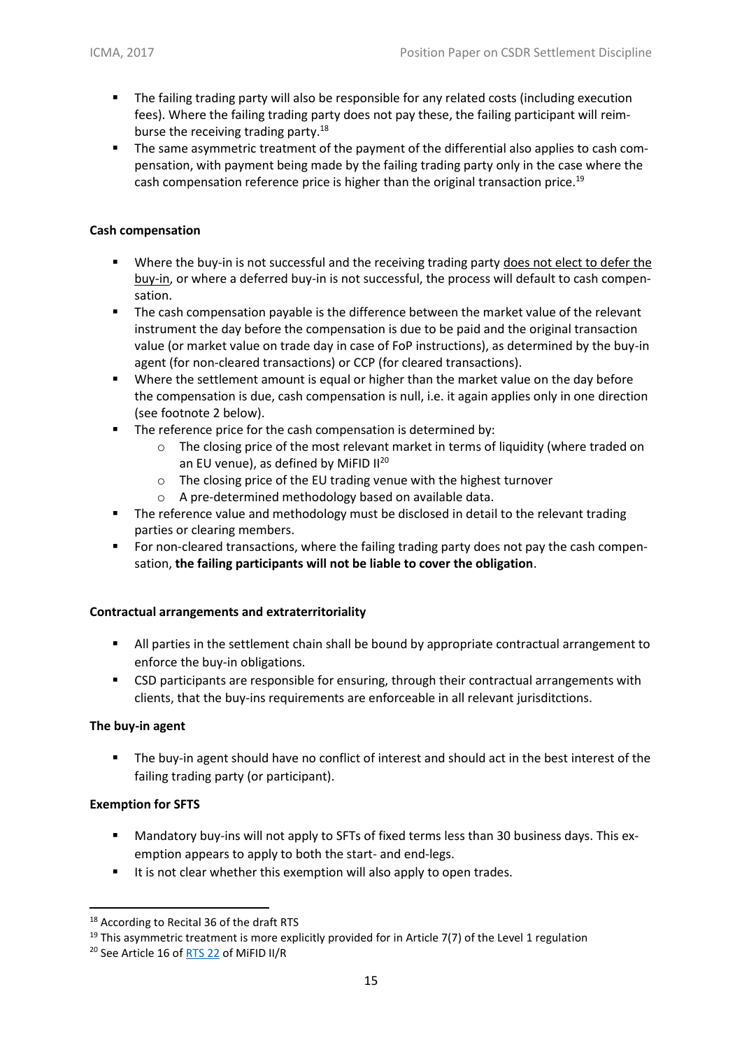- The failing trading party will also be responsible for any related costs (including execution fees). Where the failing trading party does not pay these, the failing participant will reimburse the receiving trading party.[18]
- The same asymmetric treatment of the payment of the differential also applies to cash compensation, with payment being made by the failing trading party only in the case where the cash compensation reference price is higher than the original transaction price.[19]

**Cash compensation**

- Where the buy-in is not successful and the receiving trading party does not elect to defer the buy-in, or where a deferred buy-in is not successful, the process will default to cash compensation.
- The cash compensation payable is the difference between the market value of the relevant instrument the day before the compensation is due to be paid and the original transaction value (or market value on trade day in case of FoP instructions), as determined by the buy-in agent (for non-cleared transactions) or CCP (for cleared transactions).
- Where the settlement amount is equal or higher than the market value on the day before the compensation is due, cash compensation is null, i.e. it again applies only in one direction (see footnote 2 below).
- The reference price for the cash compensation is determined by:
  - The closing price of the most relevant market in terms of liquidity (where traded on an EU venue), as defined by MiFID II[20]
  - The closing price of the EU trading venue with the highest turnover
  - A pre-determined methodology based on available data.
- The reference value and methodology must be disclosed in detail to the relevant trading parties or clearing members.
- For non-cleared transactions, where the failing trading party does not pay the cash compensation, **the failing participants will not be liable to cover the obligation**.

**Contractual arrangements and extraterritoriality**

- All parties in the settlement chain shall be bound by appropriate contractual arrangement to enforce the buy-in obligations.
- CSD participants are responsible for ensuring, through their contractual arrangements with clients, that the buy-ins requirements are enforceable in all relevant jurisditctions.

**The buy-in agent**

- The buy-in agent should have no conflict of interest and should act in the best interest of the failing trading party (or participant).

**Exemption for SFTS**

- Mandatory buy-ins will not apply to SFTs of fixed terms less than 30 business days. This exemption appears to apply to both the start- and end-legs.
- It is not clear whether this exemption will also apply to open trades.

---

[18] According to Recital 36 of the draft RTS

[19] This asymmetric treatment is more explicitly provided for in Article 7(7) of the Level 1 regulation

[20] See Article 16 of RTS 22 of MiFID II/R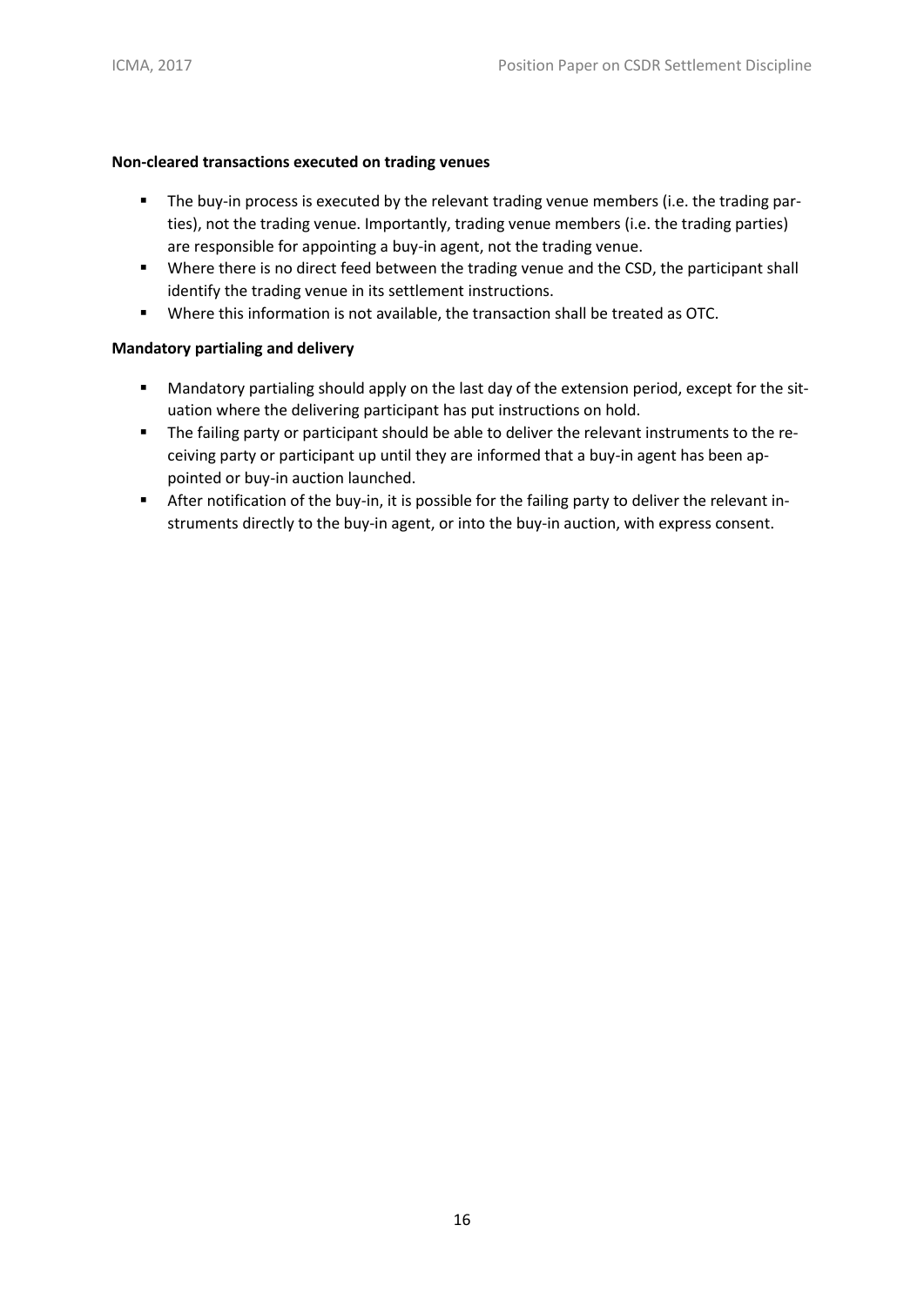**Non-cleared transactions executed on trading venues**

- The buy-in process is executed by the relevant trading venue members (i.e. the trading parties), not the trading venue. Importantly, trading venue members (i.e. the trading parties) are responsible for appointing a buy-in agent, not the trading venue.
- Where there is no direct feed between the trading venue and the CSD, the participant shall identify the trading venue in its settlement instructions.
- Where this information is not available, the transaction shall be treated as OTC.

**Mandatory partialing and delivery**

- Mandatory partialing should apply on the last day of the extension period, except for the situation where the delivering participant has put instructions on hold.
- The failing party or participant should be able to deliver the relevant instruments to the receiving party or participant up until they are informed that a buy-in agent has been appointed or buy-in auction launched.
- After notification of the buy-in, it is possible for the failing party to deliver the relevant instruments directly to the buy-in agent, or into the buy-in auction, with express consent.